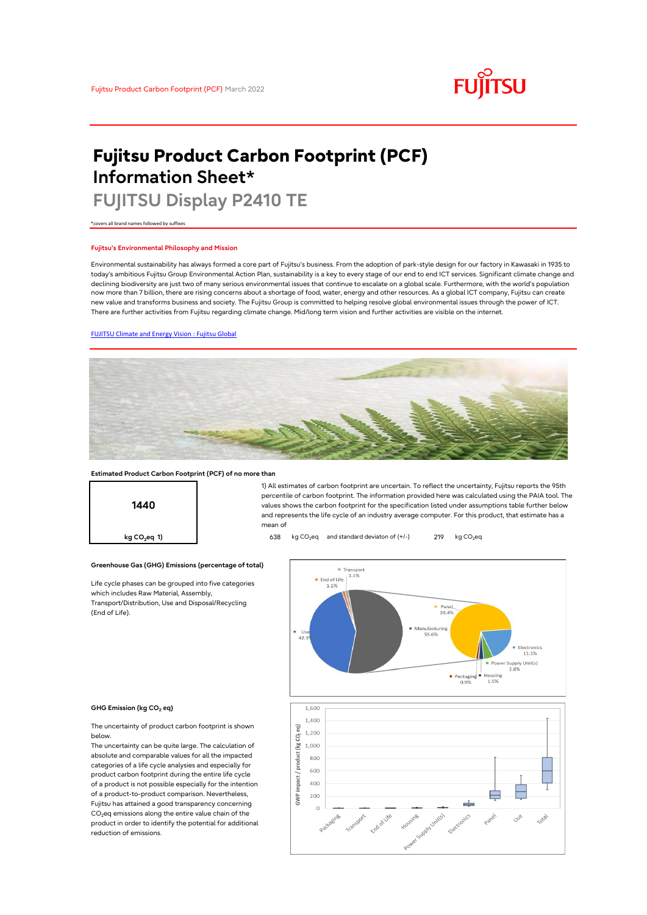Fujitsu Product Carbon Footprint (PCF) March 2022

# Fujitsu Product Carbon Footprint (PCF) Information Sheet*

## FUJITSU Display P2410 TE

*covers all brand names followed by suffixes

### Fujitsu's Environmental Philosophy and Mission

Environmental sustainability has always formed a core part of Fujitsu's business. From the adoption of park-style design for our factory in Kawasaki in 1935 to today's ambitious Fujitsu Group Environmental Action Plan, sustainability is a key to every stage of our end to end ICT services. Significant climate change and declining biodiversity are just two of many serious environmental issues that continue to escalate on a global scale. Furthermore, with the world's population now more than 7 billion, there are rising concerns about a shortage of food, water, energy and other resources. As a global ICT company, Fujitsu can create new value and transforms business and society. The Fujitsu Group is committed to helping resolve global environmental issues through the power of ICT. There are further activities from Fujitsu regarding climate change. Mid/long term vision and further activities are visible on the internet.

[FUJITSU Climate and Energy Vision : Fujitsu Global]

### Estimated Product Carbon Footprint (PCF) of no more than

**1440**

**kg $CO_2$eq 1)**

1) All estimates of carbon footprint are uncertain. To reflect the uncertainty, Fujitsu reports the 95th percentile of carbon footprint. The information provided here was calculated using the PAIA tool. The values shows the carbon footprint for the specification listed under assumptions table further below and represents the life cycle of an industry average computer. For this product, that estimate has a mean of

638 kg $CO_2$eq and standard deviaton of (+/-) 219 kg $CO_2$eq

### Greenhouse Gas (GHG) Emissions (percentage of total)

Life cycle phases can be grouped into five categories which includes Raw Material, Assembly, Transport/Distribution, Use and Disposal/Recycling (End of Life).

Transport 1.1%
End of Life 1.1%
Use 42.3%
Manufacturing 55.6%
Panel 39.4%
Electronics 11.1%
Power Supply Unit(s) 2.8%
Housing 1.5%
Packaging 0.9%

### GHG Emission (kg $CO_2$ eq)

The uncertainty of product carbon footprint is shown below.

The uncertainty can be quite large. The calculation of absolute and comparable values for all the impacted categories of a life cycle analysies and especially for product carbon footprint during the entire life cycle of a product is not possible especially for the intention of a product-to-product comparison. Nevertheless, Fujitsu has attained a good transparency concerning $CO_2$eq emissions along the entire value chain of the product in order to identify the potential for additional reduction of emissions.

GWP impact / product (kg $CO_2$ eq): 0, 200, 400, 600, 800, 1,000, 1,200, 1,400, 1,600

Packaging, Transport, End of Life, Housing, Power Supply Unit(s), Electronics, Panel, Use, Total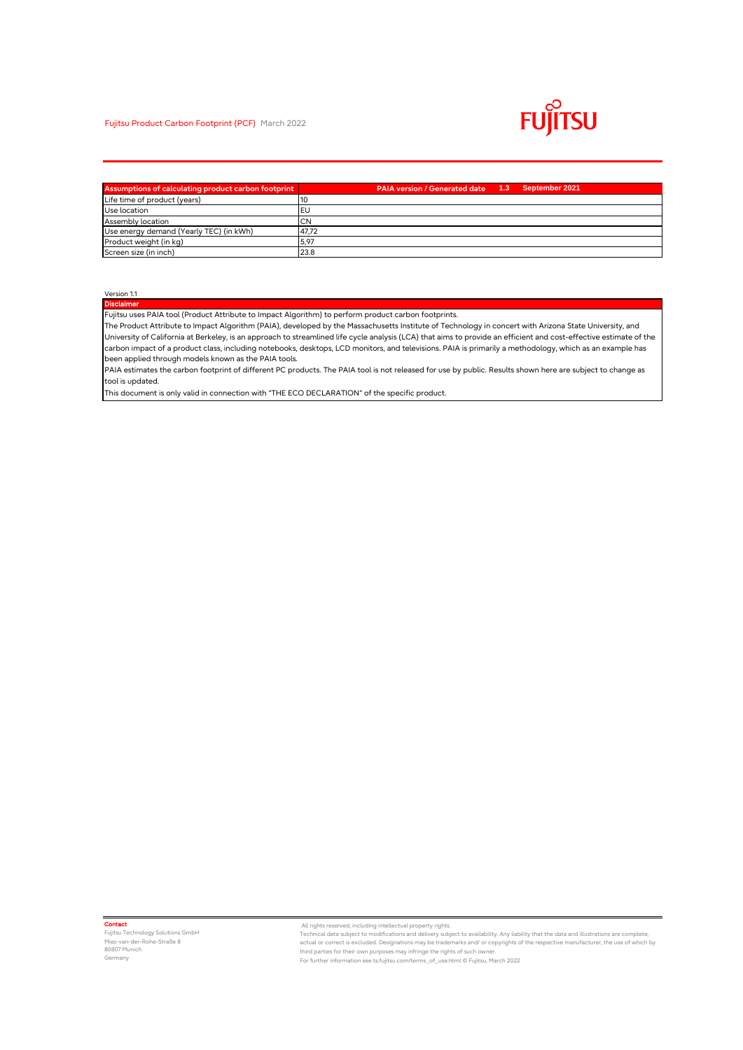Fujitsu Product Carbon Footprint (PCF) March 2022

| Assumptions of calculating product carbon footprint | PAIA version / Generated date 1.3 September 2021 |
|---|---|
| Life time of product (years) | 10 |
| Use location | EU |
| Assembly location | CN |
| Use energy demand (Yearly TEC) (in kWh) | 47,72 |
| Product weight (in kg) | 5,97 |
| Screen size (in inch) | 23.8 |

Version 1.1

**Disclaimer**

Fujitsu uses PAIA tool (Product Attribute to Impact Algorithm) to perform product carbon footprints.

The Product Attribute to Impact Algorithm (PAIA), developed by the Massachusetts Institute of Technology in concert with Arizona State University, and University of California at Berkeley, is an approach to streamlined life cycle analysis (LCA) that aims to provide an efficient and cost-effective estimate of the carbon impact of a product class, including notebooks, desktops, LCD monitors, and televisions. PAIA is primarily a methodology, which as an example has been applied through models known as the PAIA tools.

PAIA estimates the carbon footprint of different PC products. The PAIA tool is not released for use by public. Results shown here are subject to change as tool is updated.

This document is only valid in connection with "THE ECO DECLARATION" of the specific product.

**Contact**
Fujitsu Technology Solutions GmbH
Mies-van-der-Rohe-Straße 8
80807 Munich
Germany

All rights reserved, including intellectual property rights.
Technical data subject to modifications and delivery subject to availability. Any liability that the data and illustrations are complete, actual or correct is excluded. Designations may be trademarks and/ or copyrights of the respective manufacturer, the use of which by third parties for their own purposes may infringe the rights of such owner.
For further information see ts.fujitsu.com/terms_of_use.html © Fujitsu, March 2022